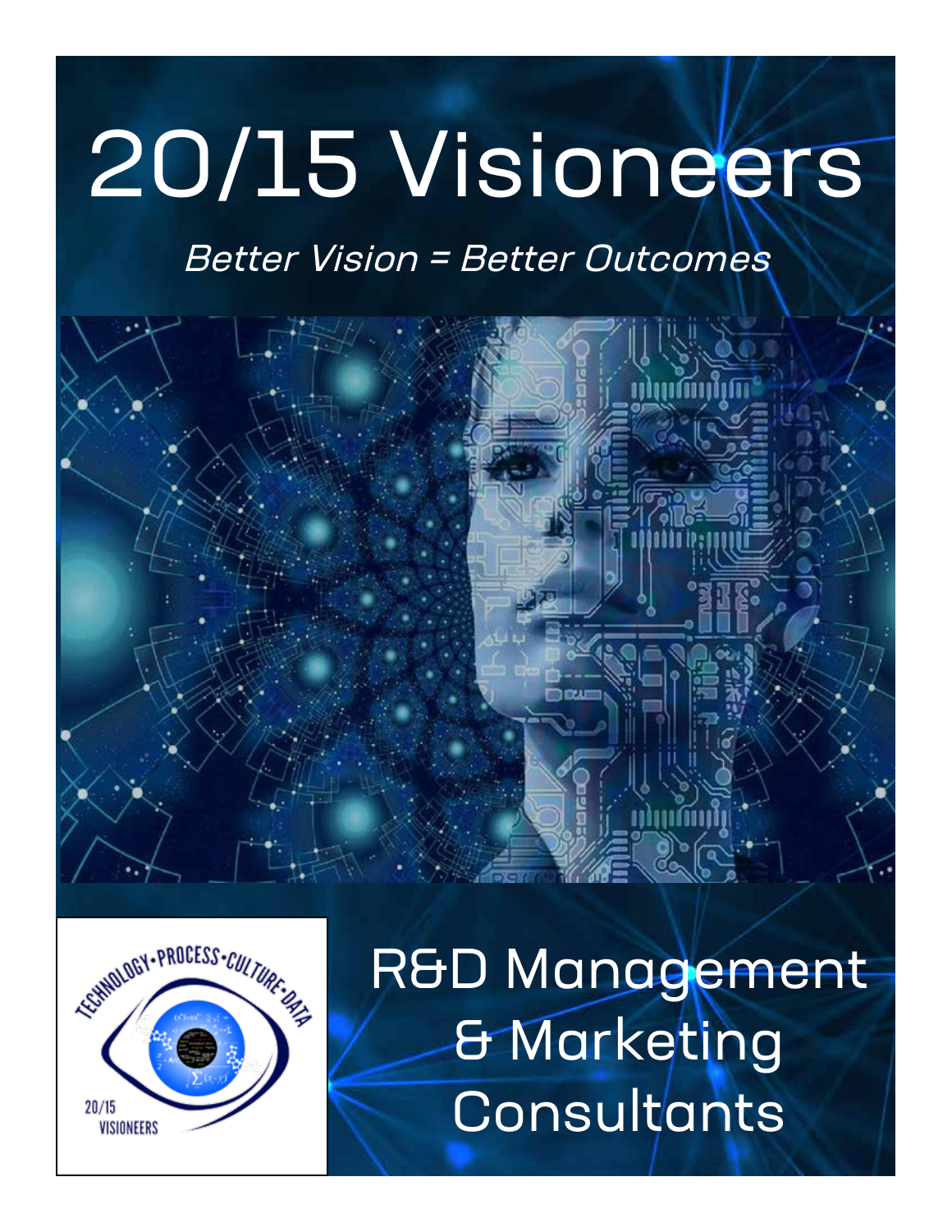# 20/15 Visioneers

*Better Vision = Better Outcomes*

TECHNOLOGY•PROCESS•CULTURE•DATA

20/15 VISIONEERS

## R&D Management & Marketing Consultants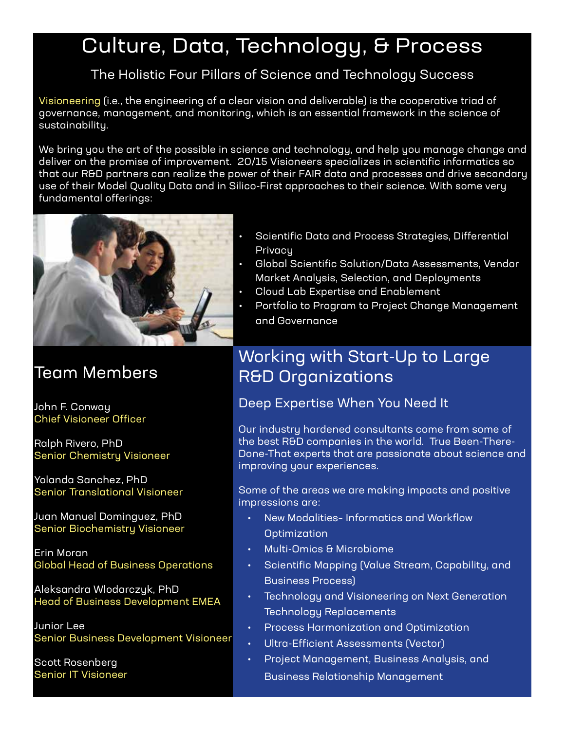# Culture, Data, Technology, & Process

## The Holistic Four Pillars of Science and Technology Success

Visioneering (i.e., the engineering of a clear vision and deliverable) is the cooperative triad of governance, management, and monitoring, which is an essential framework in the science of sustainability.

We bring you the art of the possible in science and technology, and help you manage change and deliver on the promise of improvement. 20/15 Visioneers specializes in scientific informatics so that our R&D partners can realize the power of their FAIR data and processes and drive secondary use of their Model Quality Data and in Silico-First approaches to their science. With some very fundamental offerings:

- Scientific Data and Process Strategies, Differential Privacy
- Global Scientific Solution/Data Assessments, Vendor Market Analysis, Selection, and Deployments
- Cloud Lab Expertise and Enablement
- Portfolio to Program to Project Change Management and Governance

## Team Members

John F. Conway
Chief Visioneer Officer

Ralph Rivero, PhD
Senior Chemistry Visioneer

Yolanda Sanchez, PhD
Senior Translational Visioneer

Juan Manuel Dominguez, PhD
Senior Biochemistry Visioneer

Erin Moran
Global Head of Business Operations

Aleksandra Wlodarczyk, PhD
Head of Business Development EMEA

Junior Lee
Senior Business Development Visioneer

Scott Rosenberg
Senior IT Visioneer

## Working with Start-Up to Large R&D Organizations

### Deep Expertise When You Need It

Our industry hardened consultants come from some of the best R&D companies in the world. True Been-There-Done-That experts that are passionate about science and improving your experiences.

Some of the areas we are making impacts and positive impressions are:

- New Modalities- Informatics and Workflow Optimization
- Multi-Omics & Microbiome
- Scientific Mapping (Value Stream, Capability, and Business Process)
- Technology and Visioneering on Next Generation Technology Replacements
- Process Harmonization and Optimization
- Ultra-Efficient Assessments (Vector)
- Project Management, Business Analysis, and Business Relationship Management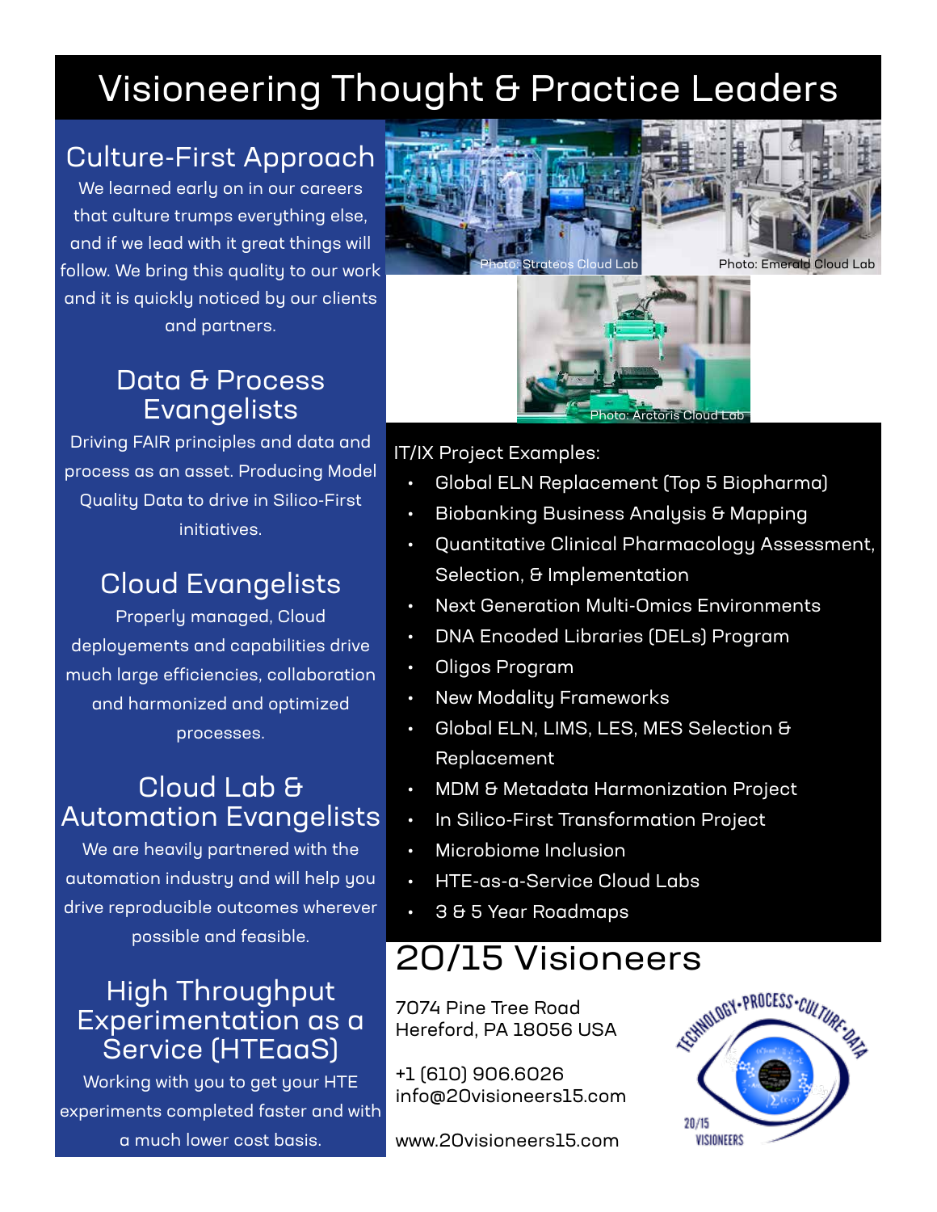# Visioneering Thought & Practice Leaders

## Culture-First Approach

We learned early on in our careers that culture trumps everything else, and if we lead with it great things will follow. We bring this quality to our work and it is quickly noticed by our clients and partners.

## Data & Process Evangelists

Driving FAIR principles and data and process as an asset. Producing Model Quality Data to drive in Silico-First initiatives.

## Cloud Evangelists

Properly managed, Cloud deployements and capabilities drive much large efficiencies, collaboration and harmonized and optimized processes.

## Cloud Lab & Automation Evangelists

We are heavily partnered with the automation industry and will help you drive reproducible outcomes wherever possible and feasible.

## High Throughput Experimentation as a Service (HTEaaS)

Working with you to get your HTE experiments completed faster and with a much lower cost basis.

Photo: Strateos Cloud Lab

Photo: Emerald Cloud Lab

Photo: Arctoris Cloud Lab

IT/IX Project Examples:

- Global ELN Replacement (Top 5 Biopharma)
- Biobanking Business Analysis & Mapping
- Quantitative Clinical Pharmacology Assessment, Selection, & Implementation
- Next Generation Multi-Omics Environments
- DNA Encoded Libraries (DELs) Program
- Oligos Program
- New Modality Frameworks
- Global ELN, LIMS, LES, MES Selection & Replacement
- MDM & Metadata Harmonization Project
- In Silico-First Transformation Project
- Microbiome Inclusion
- HTE-as-a-Service Cloud Labs
- 3 & 5 Year Roadmaps

## 20/15 Visioneers

7074 Pine Tree Road
Hereford, PA 18056 USA

+1 (610) 906.6026
info@20visioneers15.com

www.20visioneers15.com

TECHNOLOGY • PROCESS • CULTURE • DATA
20/15 VISIONEERS